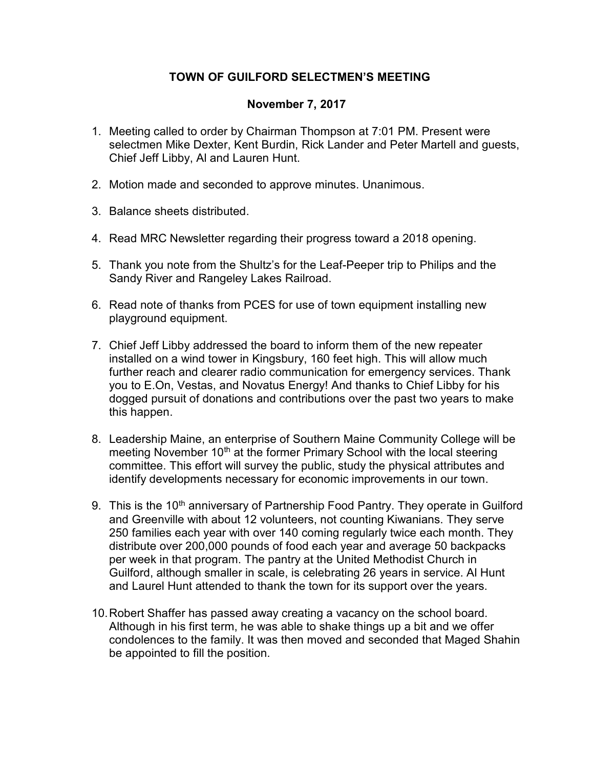# TOWN OF GUILFORD SELECTMEN'S MEETING

## November 7, 2017

1. Meeting called to order by Chairman Thompson at 7:01 PM. Present were selectmen Mike Dexter, Kent Burdin, Rick Lander and Peter Martell and guests, Chief Jeff Libby, Al and Lauren Hunt.

2. Motion made and seconded to approve minutes. Unanimous.

3. Balance sheets distributed.

4. Read MRC Newsletter regarding their progress toward a 2018 opening.

5. Thank you note from the Shultz's for the Leaf-Peeper trip to Philips and the Sandy River and Rangeley Lakes Railroad.

6. Read note of thanks from PCES for use of town equipment installing new playground equipment.

7. Chief Jeff Libby addressed the board to inform them of the new repeater installed on a wind tower in Kingsbury, 160 feet high. This will allow much further reach and clearer radio communication for emergency services. Thank you to E.On, Vestas, and Novatus Energy! And thanks to Chief Libby for his dogged pursuit of donations and contributions over the past two years to make this happen.

8. Leadership Maine, an enterprise of Southern Maine Community College will be meeting November 10th at the former Primary School with the local steering committee. This effort will survey the public, study the physical attributes and identify developments necessary for economic improvements in our town.

9. This is the 10th anniversary of Partnership Food Pantry. They operate in Guilford and Greenville with about 12 volunteers, not counting Kiwanians. They serve 250 families each year with over 140 coming regularly twice each month. They distribute over 200,000 pounds of food each year and average 50 backpacks per week in that program. The pantry at the United Methodist Church in Guilford, although smaller in scale, is celebrating 26 years in service. Al Hunt and Laurel Hunt attended to thank the town for its support over the years.

10. Robert Shaffer has passed away creating a vacancy on the school board. Although in his first term, he was able to shake things up a bit and we offer condolences to the family. It was then moved and seconded that Maged Shahin be appointed to fill the position.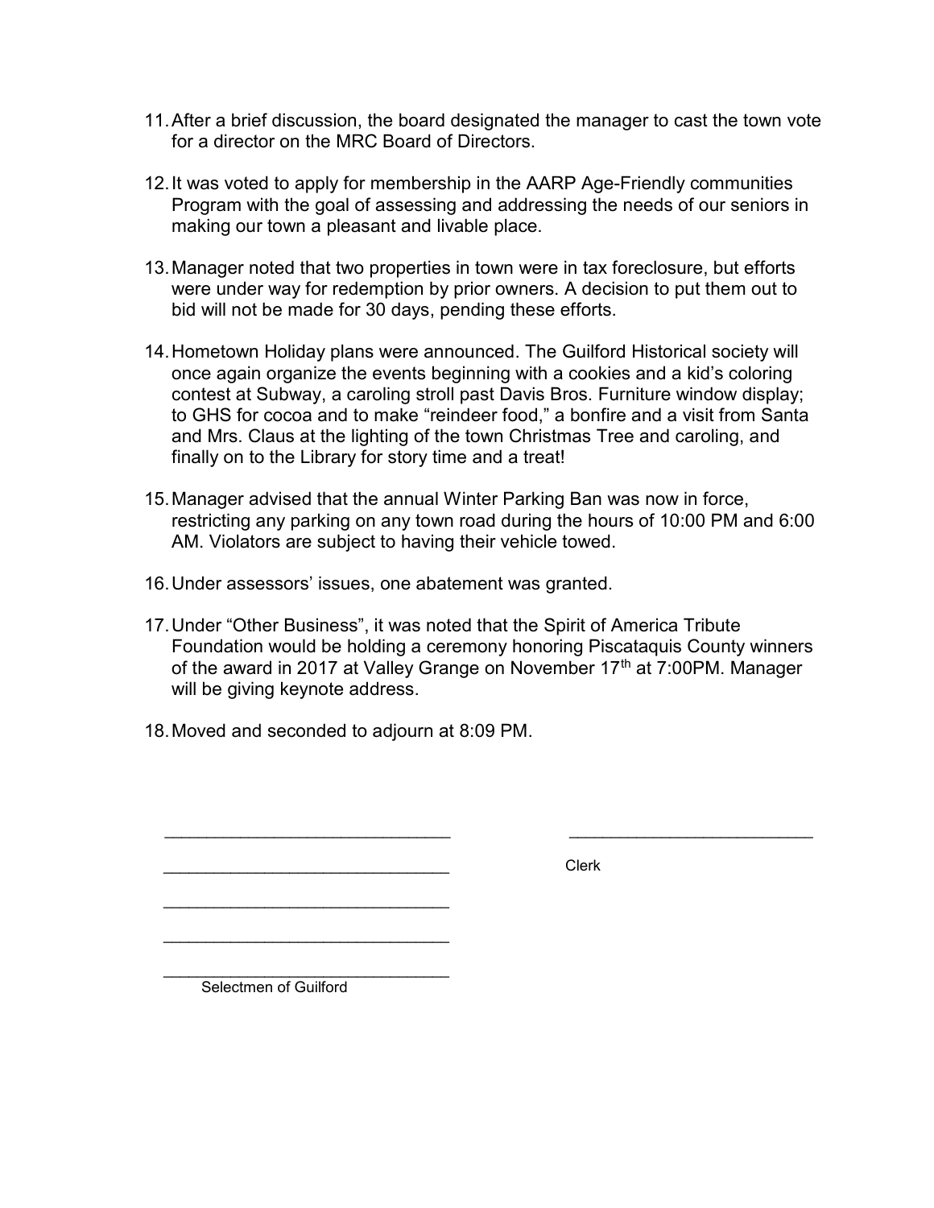11. After a brief discussion, the board designated the manager to cast the town vote for a director on the MRC Board of Directors.

12. It was voted to apply for membership in the AARP Age-Friendly communities Program with the goal of assessing and addressing the needs of our seniors in making our town a pleasant and livable place.

13. Manager noted that two properties in town were in tax foreclosure, but efforts were under way for redemption by prior owners. A decision to put them out to bid will not be made for 30 days, pending these efforts.

14. Hometown Holiday plans were announced. The Guilford Historical society will once again organize the events beginning with a cookies and a kid's coloring contest at Subway, a caroling stroll past Davis Bros. Furniture window display; to GHS for cocoa and to make "reindeer food," a bonfire and a visit from Santa and Mrs. Claus at the lighting of the town Christmas Tree and caroling, and finally on to the Library for story time and a treat!

15. Manager advised that the annual Winter Parking Ban was now in force, restricting any parking on any town road during the hours of 10:00 PM and 6:00 AM. Violators are subject to having their vehicle towed.

16. Under assessors' issues, one abatement was granted.

17. Under "Other Business", it was noted that the Spirit of America Tribute Foundation would be holding a ceremony honoring Piscataquis County winners of the award in 2017 at Valley Grange on November 17th at 7:00PM. Manager will be giving keynote address.

18. Moved and seconded to adjourn at 8:09 PM.

\_\_\_\_\_\_\_\_\_\_\_\_\_\_\_\_\_\_\_\_\_\_\_\_\_\_\_\_\_\_ \_\_\_\_\_\_\_\_\_\_\_\_\_\_\_\_\_\_\_\_\_\_\_\_\_\_\_\_\_\_

\_\_\_\_\_\_\_\_\_\_\_\_\_\_\_\_\_\_\_\_\_\_\_\_\_\_\_\_\_\_ Clerk

\_\_\_\_\_\_\_\_\_\_\_\_\_\_\_\_\_\_\_\_\_\_\_\_\_\_\_\_\_\_

\_\_\_\_\_\_\_\_\_\_\_\_\_\_\_\_\_\_\_\_\_\_\_\_\_\_\_\_\_\_

\_\_\_\_\_\_\_\_\_\_\_\_\_\_\_\_\_\_\_\_\_\_\_\_\_\_\_\_\_\_

Selectmen of Guilford